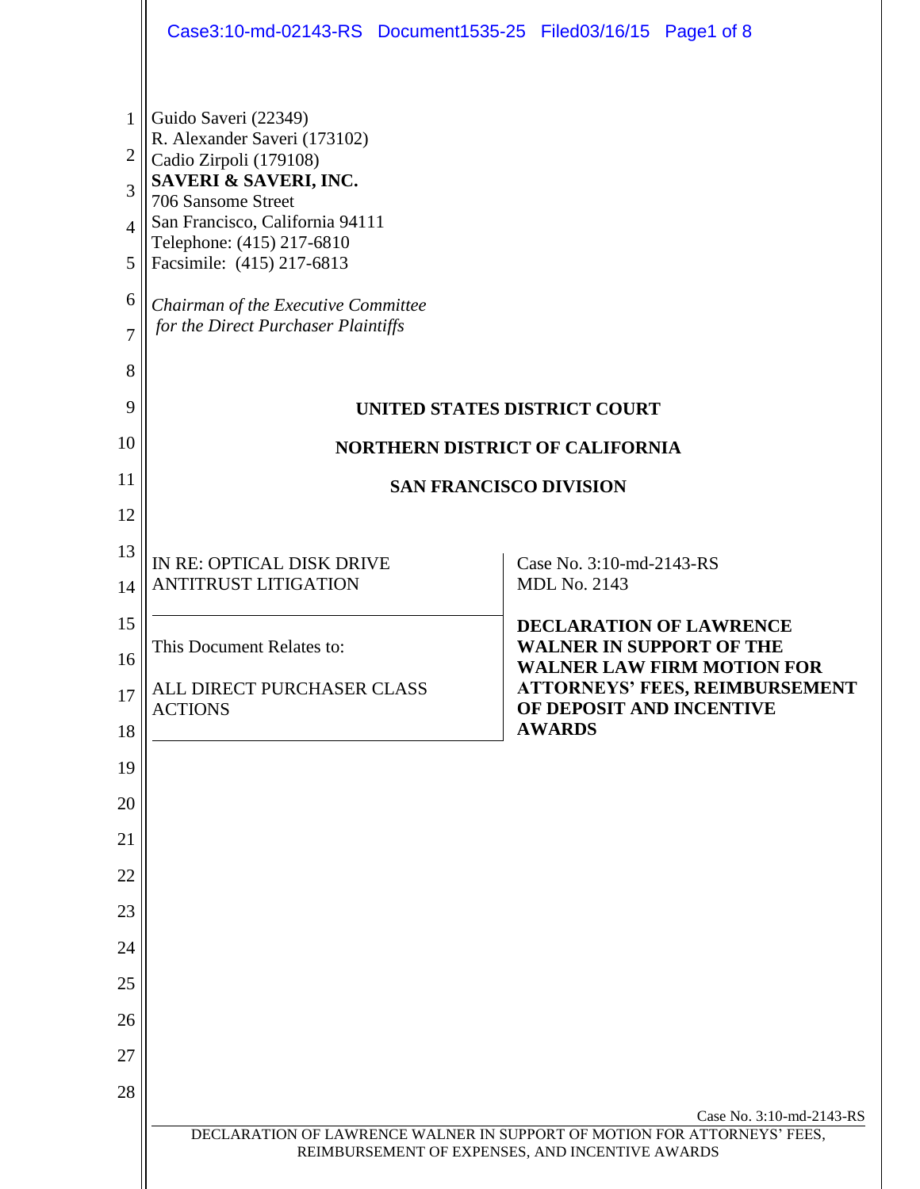Guido Saveri (22349)
R. Alexander Saveri (173102)
Cadio Zirpoli (179108)
**SAVERI & SAVERI, INC.**
706 Sansome Street
San Francisco, California 94111
Telephone: (415) 217-6810
Facsimile: (415) 217-6813

*Chairman of the Executive Committee for the Direct Purchaser Plaintiffs*

**UNITED STATES DISTRICT COURT**

**NORTHERN DISTRICT OF CALIFORNIA**

**SAN FRANCISCO DIVISION**

| | |
|---|---|
| IN RE: OPTICAL DISK DRIVE ANTITRUST LITIGATION | Case No. 3:10-md-2143-RS<br>MDL No. 2143 |
| This Document Relates to:<br><br>ALL DIRECT PURCHASER CLASS ACTIONS | **DECLARATION OF LAWRENCE WALNER IN SUPPORT OF THE WALNER LAW FIRM MOTION FOR ATTORNEYS' FEES, REIMBURSEMENT OF DEPOSIT AND INCENTIVE AWARDS** |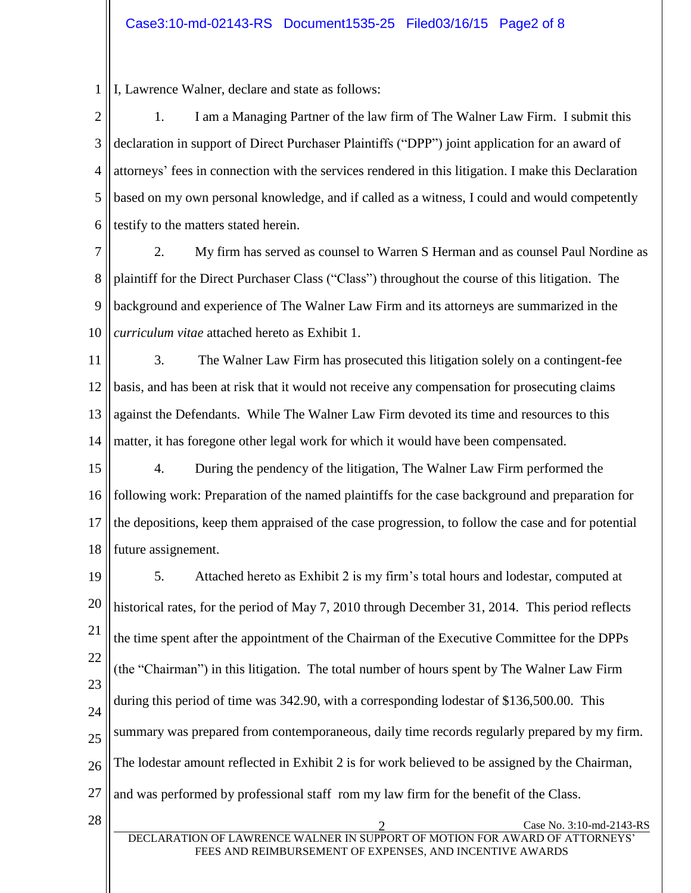I, Lawrence Walner, declare and state as follows:

1. I am a Managing Partner of the law firm of The Walner Law Firm. I submit this declaration in support of Direct Purchaser Plaintiffs ("DPP") joint application for an award of attorneys' fees in connection with the services rendered in this litigation. I make this Declaration based on my own personal knowledge, and if called as a witness, I could and would competently testify to the matters stated herein.

2. My firm has served as counsel to Warren S Herman and as counsel Paul Nordine as plaintiff for the Direct Purchaser Class ("Class") throughout the course of this litigation. The background and experience of The Walner Law Firm and its attorneys are summarized in the *curriculum vitae* attached hereto as Exhibit 1.

3. The Walner Law Firm has prosecuted this litigation solely on a contingent-fee basis, and has been at risk that it would not receive any compensation for prosecuting claims against the Defendants. While The Walner Law Firm devoted its time and resources to this matter, it has foregone other legal work for which it would have been compensated.

4. During the pendency of the litigation, The Walner Law Firm performed the following work: Preparation of the named plaintiffs for the case background and preparation for the depositions, keep them appraised of the case progression, to follow the case and for potential future assignement.

5. Attached hereto as Exhibit 2 is my firm's total hours and lodestar, computed at historical rates, for the period of May 7, 2010 through December 31, 2014. This period reflects the time spent after the appointment of the Chairman of the Executive Committee for the DPPs (the "Chairman") in this litigation. The total number of hours spent by The Walner Law Firm during this period of time was 342.90, with a corresponding lodestar of $136,500.00. This summary was prepared from contemporaneous, daily time records regularly prepared by my firm. The lodestar amount reflected in Exhibit 2 is for work believed to be assigned by the Chairman, and was performed by professional staff rom my law firm for the benefit of the Class.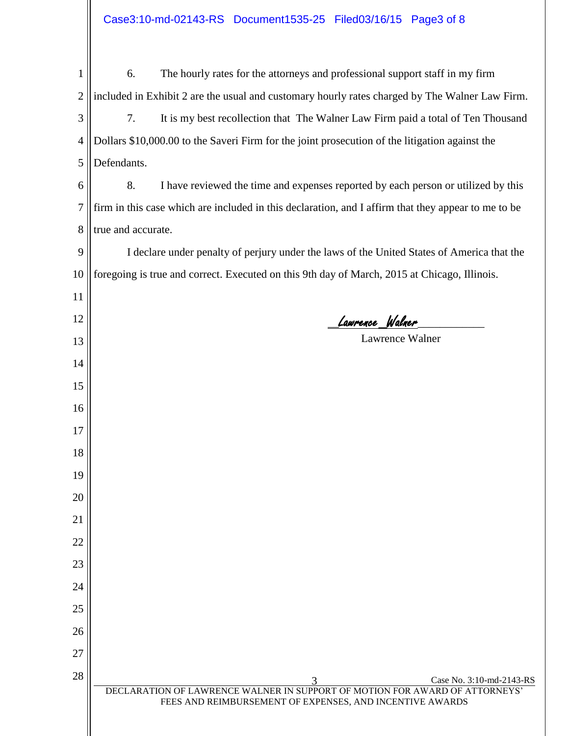6. The hourly rates for the attorneys and professional support staff in my firm included in Exhibit 2 are the usual and customary hourly rates charged by The Walner Law Firm.

7. It is my best recollection that The Walner Law Firm paid a total of Ten Thousand Dollars $10,000.00 to the Saveri Firm for the joint prosecution of the litigation against the Defendants.

8. I have reviewed the time and expenses reported by each person or utilized by this firm in this case which are included in this declaration, and I affirm that they appear to me to be true and accurate.

I declare under penalty of perjury under the laws of the United States of America that the foregoing is true and correct. Executed on this 9th day of March, 2015 at Chicago, Illinois.

_Lawrence_Walner_

Lawrence Walner

Case No. 3:10-md-2143-RS

DECLARATION OF LAWRENCE WALNER IN SUPPORT OF MOTION FOR AWARD OF ATTORNEYS' FEES AND REIMBURSEMENT OF EXPENSES, AND INCENTIVE AWARDS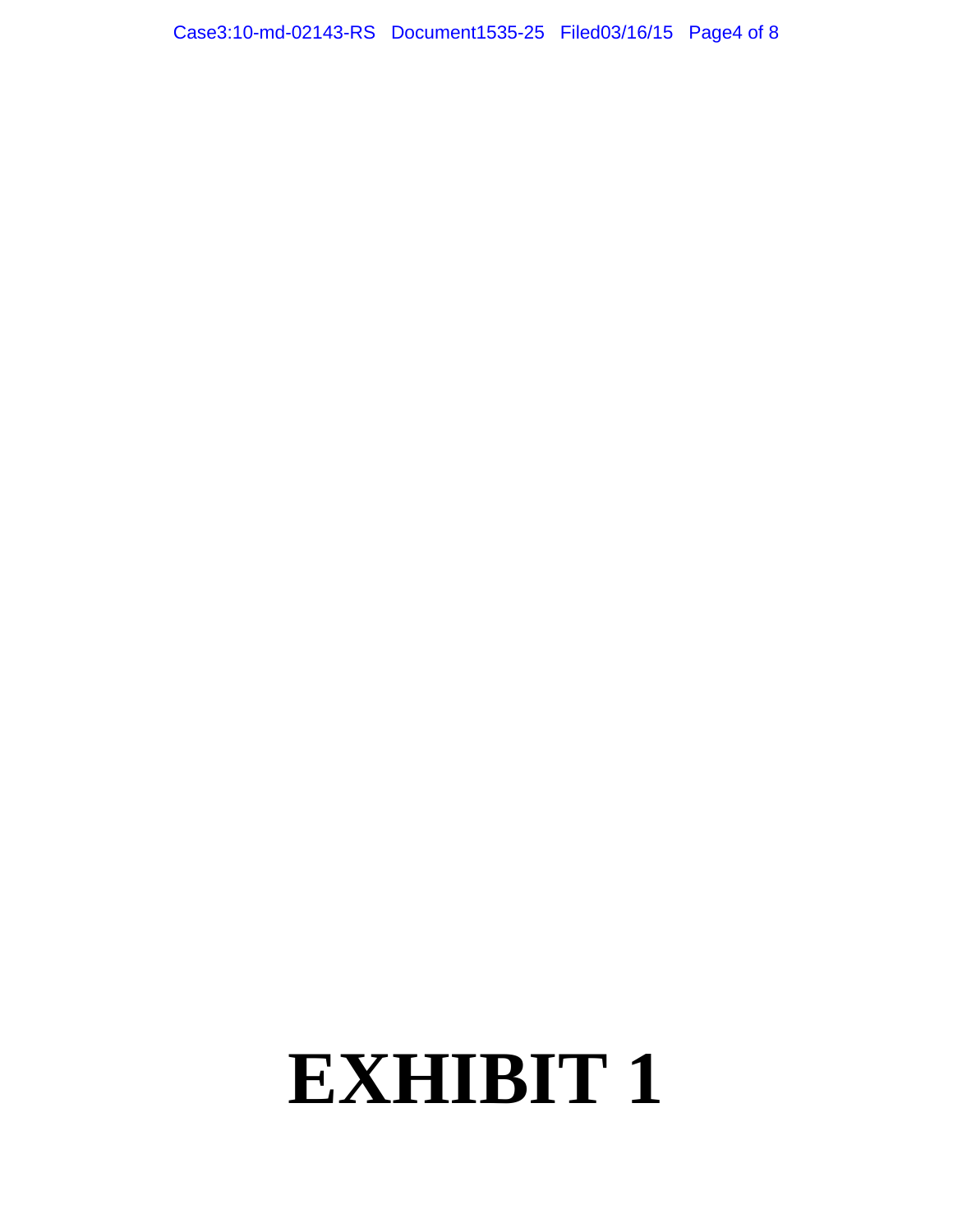# EXHIBIT 1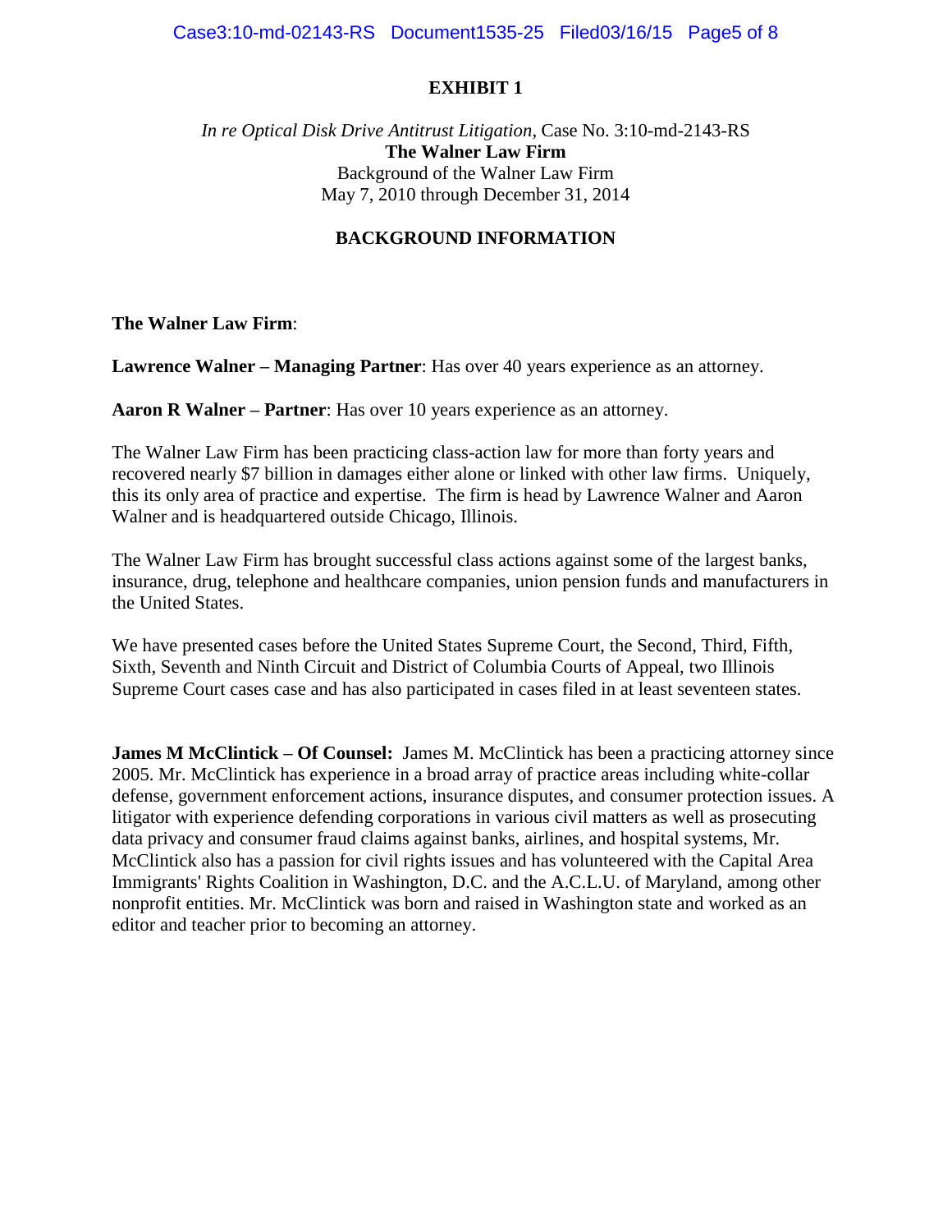# EXHIBIT 1

*In re Optical Disk Drive Antitrust Litigation*, Case No. 3:10-md-2143-RS
**The Walner Law Firm**
Background of the Walner Law Firm
May 7, 2010 through December 31, 2014

## BACKGROUND INFORMATION

**The Walner Law Firm**:

**Lawrence Walner – Managing Partner**: Has over 40 years experience as an attorney.

**Aaron R Walner – Partner**: Has over 10 years experience as an attorney.

The Walner Law Firm has been practicing class-action law for more than forty years and recovered nearly $7 billion in damages either alone or linked with other law firms. Uniquely, this its only area of practice and expertise. The firm is head by Lawrence Walner and Aaron Walner and is headquartered outside Chicago, Illinois.

The Walner Law Firm has brought successful class actions against some of the largest banks, insurance, drug, telephone and healthcare companies, union pension funds and manufacturers in the United States.

We have presented cases before the United States Supreme Court, the Second, Third, Fifth, Sixth, Seventh and Ninth Circuit and District of Columbia Courts of Appeal, two Illinois Supreme Court cases case and has also participated in cases filed in at least seventeen states.

**James M McClintick – Of Counsel:** James M. McClintick has been a practicing attorney since 2005. Mr. McClintick has experience in a broad array of practice areas including white-collar defense, government enforcement actions, insurance disputes, and consumer protection issues. A litigator with experience defending corporations in various civil matters as well as prosecuting data privacy and consumer fraud claims against banks, airlines, and hospital systems, Mr. McClintick also has a passion for civil rights issues and has volunteered with the Capital Area Immigrants' Rights Coalition in Washington, D.C. and the A.C.L.U. of Maryland, among other nonprofit entities. Mr. McClintick was born and raised in Washington state and worked as an editor and teacher prior to becoming an attorney.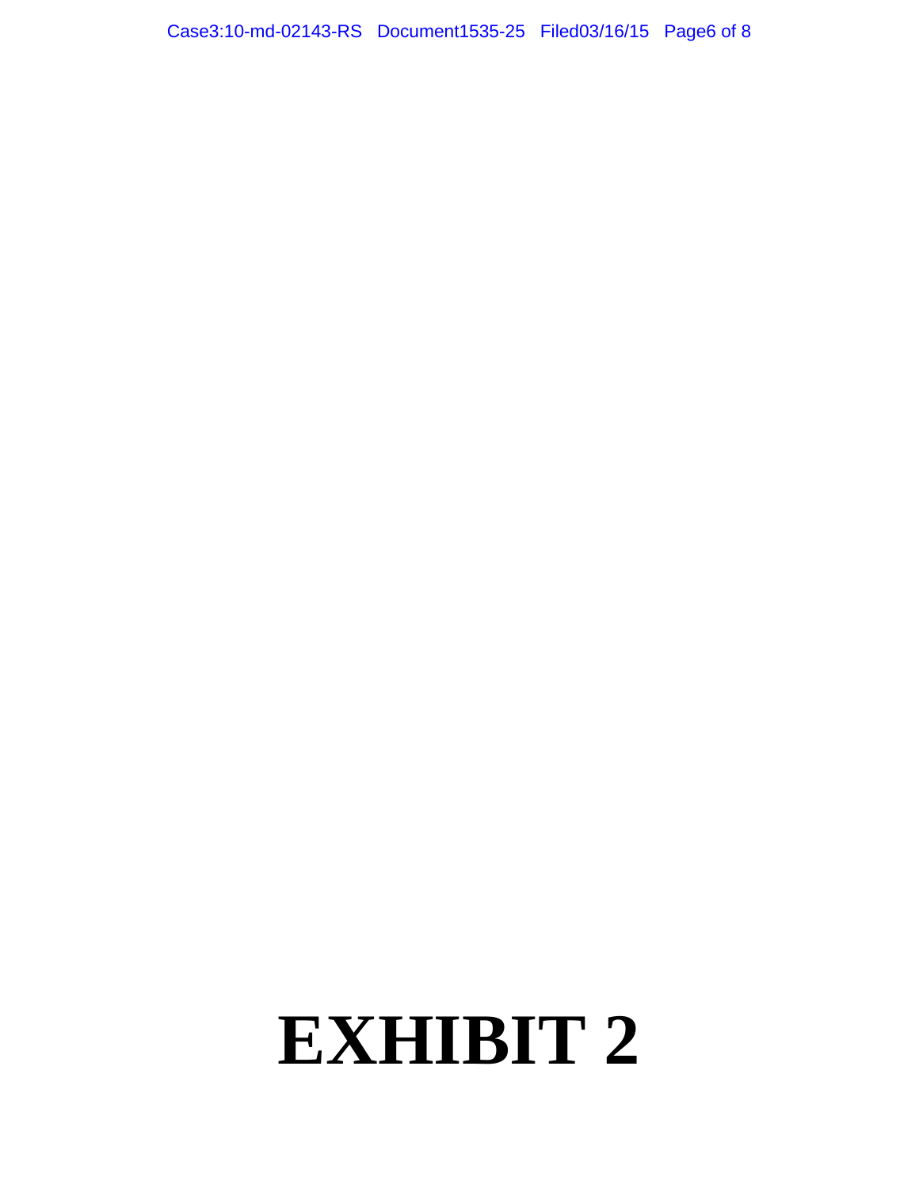# EXHIBIT 2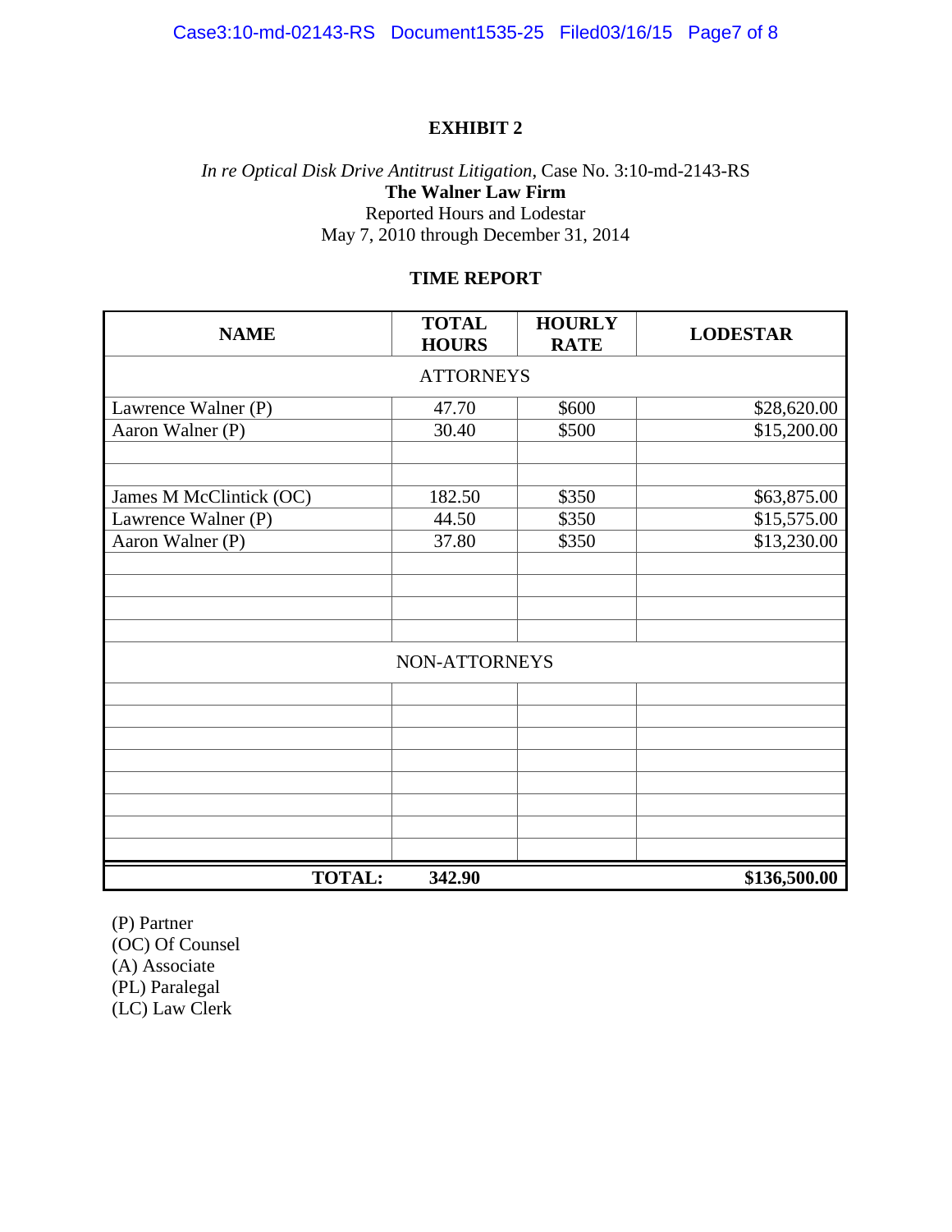**EXHIBIT 2**

*In re Optical Disk Drive Antitrust Litigation*, Case No. 3:10-md-2143-RS
**The Walner Law Firm**
Reported Hours and Lodestar
May 7, 2010 through December 31, 2014

**TIME REPORT**

| NAME | TOTAL HOURS | HOURLY RATE | LODESTAR |
|---|---|---|---|
| ATTORNEYS | | | |
| Lawrence Walner (P) | 47.70 | $600 | $28,620.00 |
| Aaron Walner (P) | 30.40 | $500 | $15,200.00 |
| | | | |
| | | | |
| James M McClintick (OC) | 182.50 | $350 | $63,875.00 |
| Lawrence Walner (P) | 44.50 | $350 | $15,575.00 |
| Aaron Walner (P) | 37.80 | $350 | $13,230.00 |
| | | | |
| | | | |
| | | | |
| | | | |
| NON-ATTORNEYS | | | |
| | | | |
| | | | |
| | | | |
| | | | |
| | | | |
| | | | |
| | | | |
| | | | |
| **TOTAL:** | **342.90** | | **$136,500.00** |

(P) Partner
(OC) Of Counsel
(A) Associate
(PL) Paralegal
(LC) Law Clerk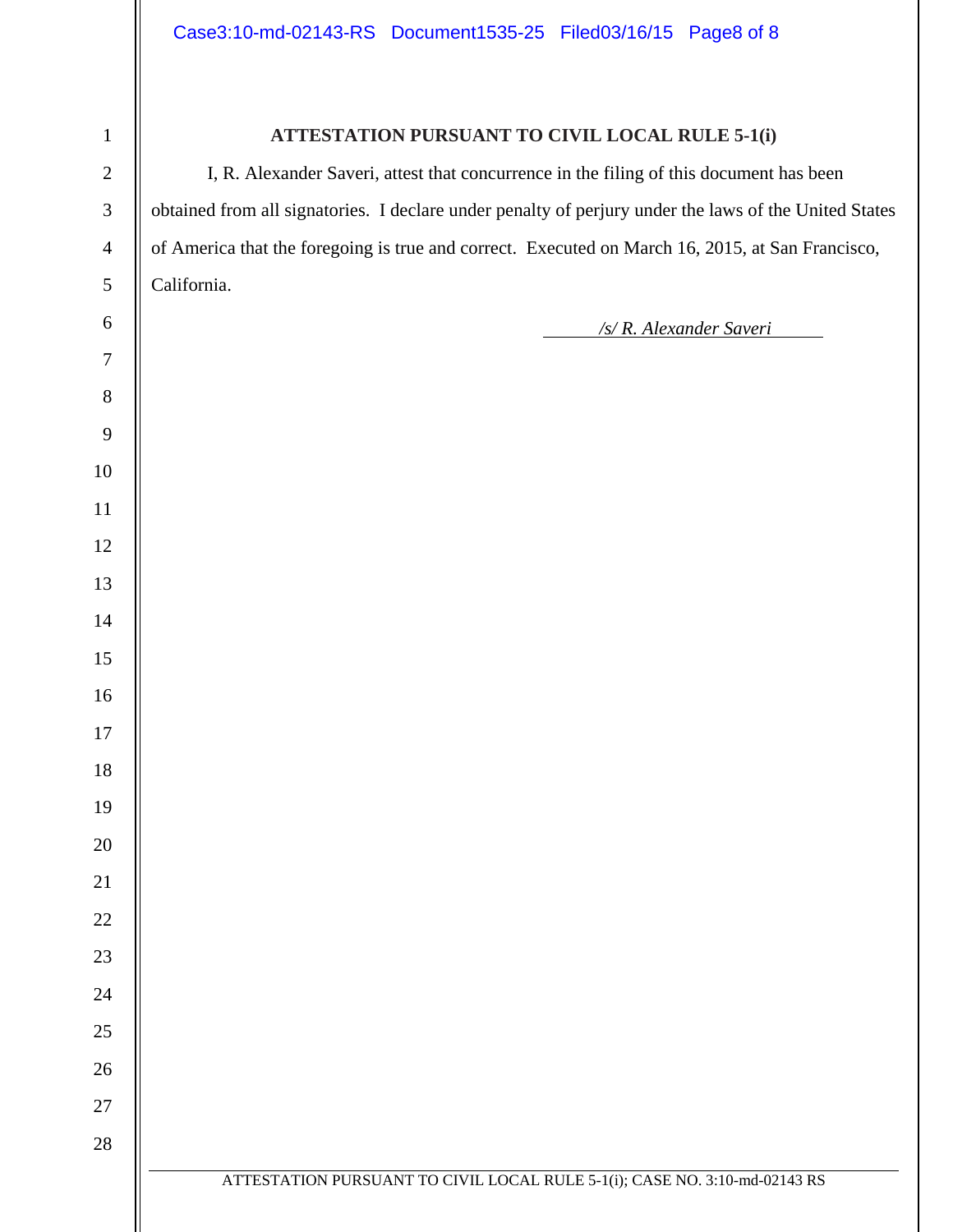**ATTESTATION PURSUANT TO CIVIL LOCAL RULE 5-1(i)**

I, R. Alexander Saveri, attest that concurrence in the filing of this document has been obtained from all signatories. I declare under penalty of perjury under the laws of the United States of America that the foregoing is true and correct. Executed on March 16, 2015, at San Francisco, California.

*/s/ R. Alexander Saveri*